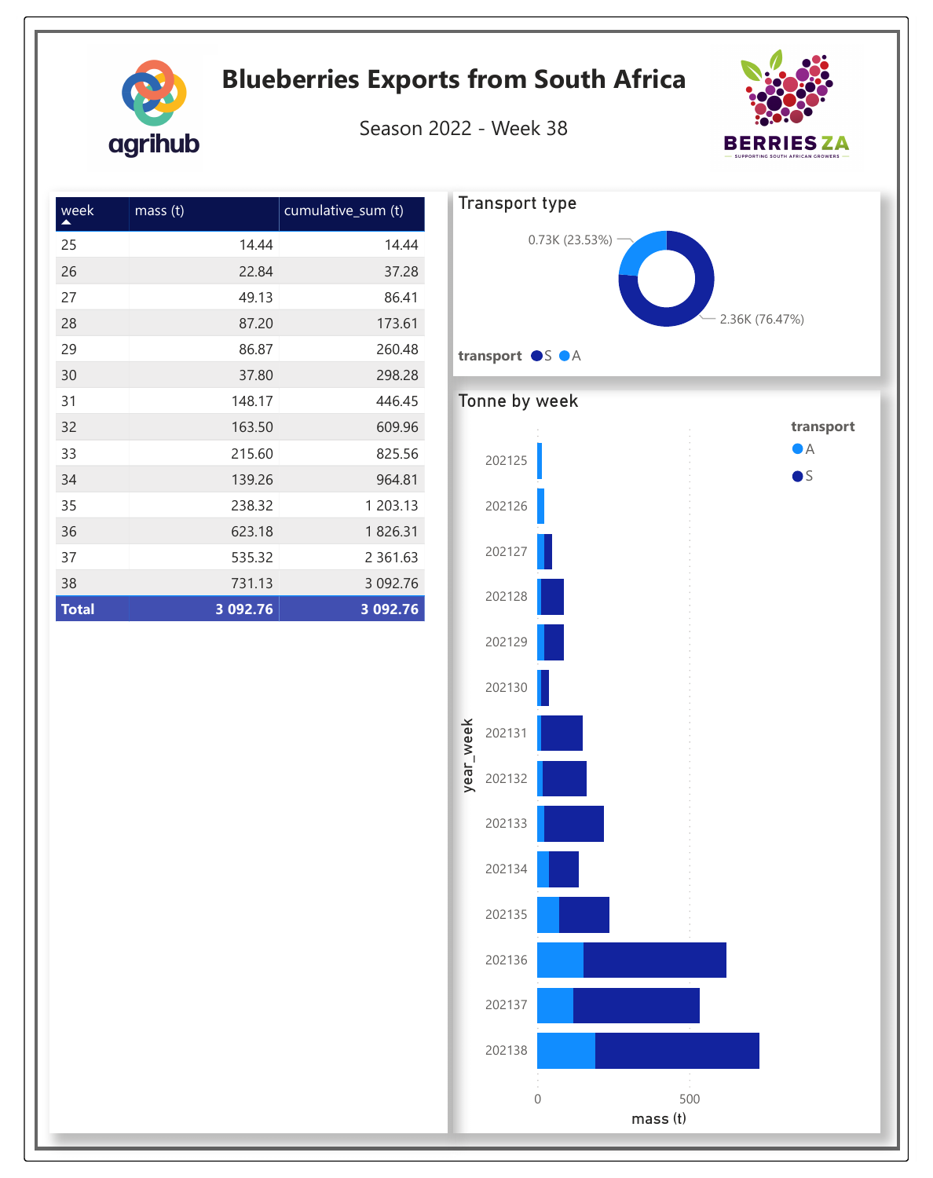# Blueberries Exports from South Africa

Season 2022 - Week 38

| week | mass (t) | cumulative_sum (t) |
|---|---|---|
| 25 | 14.44 | 14.44 |
| 26 | 22.84 | 37.28 |
| 27 | 49.13 | 86.41 |
| 28 | 87.20 | 173.61 |
| 29 | 86.87 | 260.48 |
| 30 | 37.80 | 298.28 |
| 31 | 148.17 | 446.45 |
| 32 | 163.50 | 609.96 |
| 33 | 215.60 | 825.56 |
| 34 | 139.26 | 964.81 |
| 35 | 238.32 | 1 203.13 |
| 36 | 623.18 | 1 826.31 |
| 37 | 535.32 | 2 361.63 |
| 38 | 731.13 | 3 092.76 |
| **Total** | **3 092.76** | **3 092.76** |

## Transport type

0.73K (23.53%)

2.36K (76.47%)

transport: S, A

## Tonne by week

transport: A, S

year_week: 202125, 202126, 202127, 202128, 202129, 202130, 202131, 202132, 202133, 202134, 202135, 202136, 202137, 202138

mass (t): 0, 500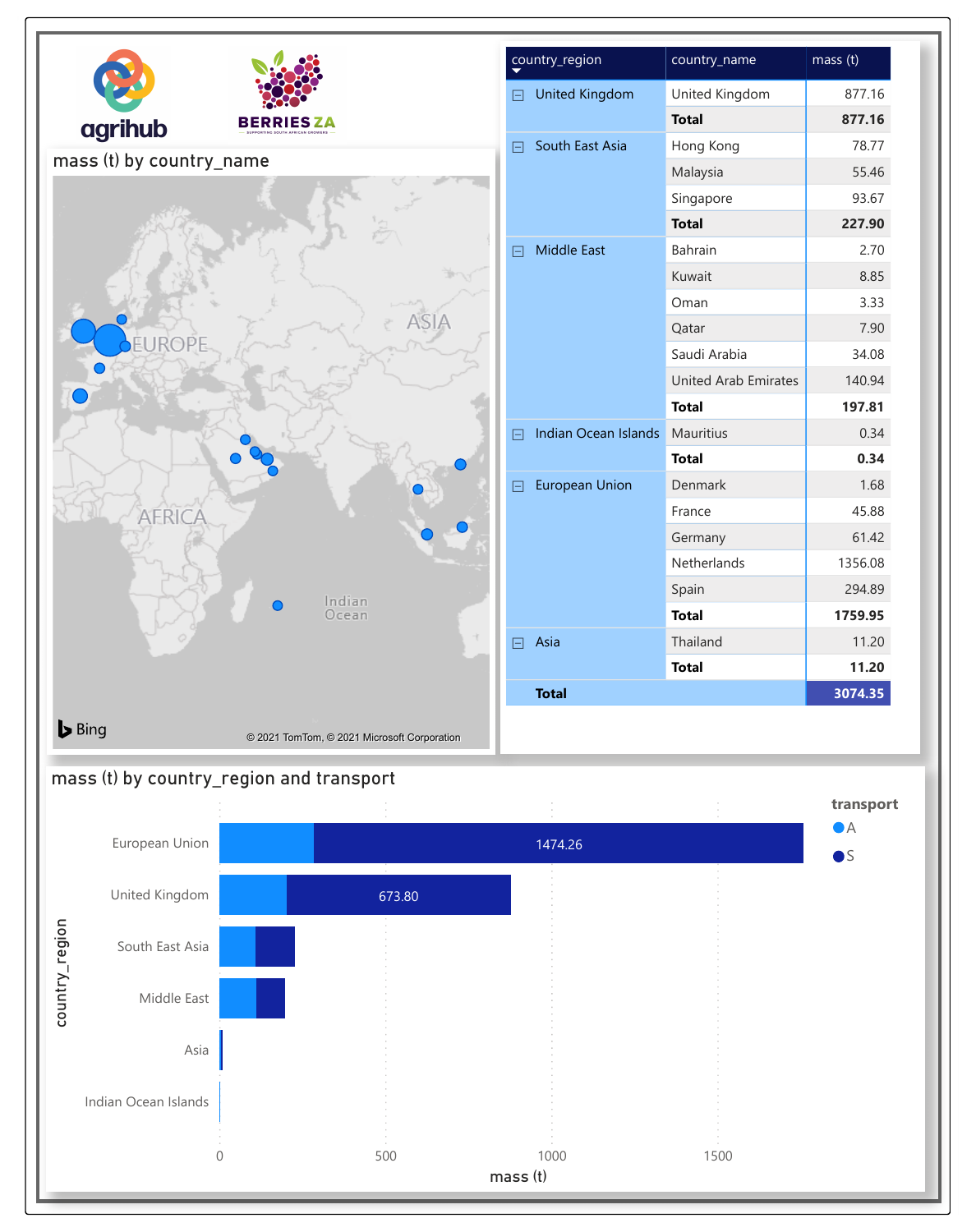agrihub

BERRIES ZA

## mass (t) by country_name

EUROPE

ASIA

AFRICA

Indian Ocean

Bing

© 2021 TomTom, © 2021 Microsoft Corporation

| country_region | country_name | mass (t) |
|---|---|---|
| United Kingdom | United Kingdom | 877.16 |
| | **Total** | **877.16** |
| South East Asia | Hong Kong | 78.77 |
| | Malaysia | 55.46 |
| | Singapore | 93.67 |
| | **Total** | **227.90** |
| Middle East | Bahrain | 2.70 |
| | Kuwait | 8.85 |
| | Oman | 3.33 |
| | Qatar | 7.90 |
| | Saudi Arabia | 34.08 |
| | United Arab Emirates | 140.94 |
| | **Total** | **197.81** |
| Indian Ocean Islands | Mauritius | 0.34 |
| | **Total** | **0.34** |
| European Union | Denmark | 1.68 |
| | France | 45.88 |
| | Germany | 61.42 |
| | Netherlands | 1356.08 |
| | Spain | 294.89 |
| | **Total** | **1759.95** |
| Asia | Thailand | 11.20 |
| | **Total** | **11.20** |
| **Total** | | **3074.35** |

## mass (t) by country_region and transport

transport: A, S

| country_region | S (labelled value) |
|---|---|
| European Union | 1474.26 |
| United Kingdom | 673.80 |
| South East Asia | |
| Middle East | |
| Asia | |
| Indian Ocean Islands | |

x-axis: mass (t) (0, 500, 1000, 1500)

y-axis: country_region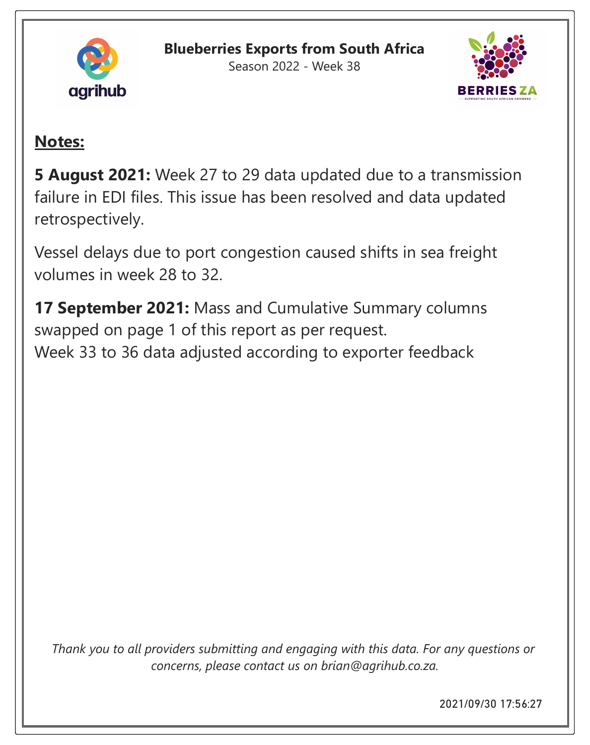**Blueberries Exports from South Africa**
Season 2022 - Week 38

**Notes:**

**5 August 2021:** Week 27 to 29 data updated due to a transmission failure in EDI files. This issue has been resolved and data updated retrospectively.

Vessel delays due to port congestion caused shifts in sea freight volumes in week 28 to 32.

**17 September 2021:** Mass and Cumulative Summary columns swapped on page 1 of this report as per request.
Week 33 to 36 data adjusted according to exporter feedback

*Thank you to all providers submitting and engaging with this data. For any questions or concerns, please contact us on brian@agrihub.co.za.*

2021/09/30 17:56:27